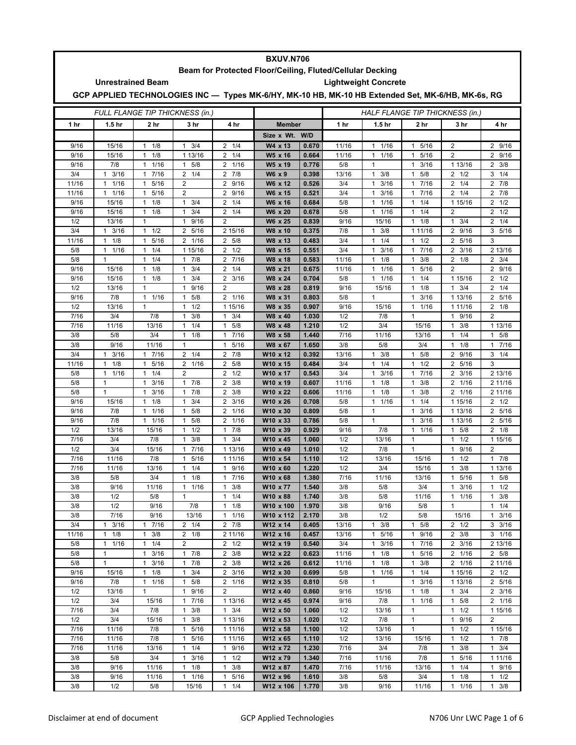# BXUV.N706

## Beam for Protected Floor/Ceiling, Fluted/Cellular Decking

**Unrestrained Beam** — **Lightweight Concrete**

**GCP APPLIED TECHNOLOGIES INC — Types MK-6/HY, MK-10 HB, MK-10 HB Extended Set, MK-6/HB, MK-6s, RG**

| FULL FLANGE TIP THICKNESS (in.) | | | | | | | HALF FLANGE TIP THICKNESS (in.) | | | | |
|---|---|---|---|---|---|---|---|---|---|---|---|
| 1 hr | 1.5 hr | 2 hr | 3 hr | 4 hr | Member | | 1 hr | 1.5 hr | 2 hr | 3 hr | 4 hr |
| | | | | | Size x Wt. | W/D | | | | | |
| 9/16 | 15/16 | 1 1/8 | 1 3/4 | 2 1/4 | W4 x 13 | 0.670 | 11/16 | 1 1/16 | 1 5/16 | 2 | 2 9/16 |
| 9/16 | 15/16 | 1 1/8 | 1 13/16 | 2 1/4 | W5 x 16 | 0.664 | 11/16 | 1 1/16 | 1 5/16 | 2 | 2 9/16 |
| 9/16 | 7/8 | 1 1/16 | 1 5/8 | 2 1/16 | W5 x 19 | 0.776 | 5/8 | 1 | 1 3/16 | 1 13/16 | 2 3/8 |
| 3/4 | 1 3/16 | 1 7/16 | 2 1/4 | 2 7/8 | W6 x 9 | 0.398 | 13/16 | 1 3/8 | 1 5/8 | 2 1/2 | 3 1/4 |
| 11/16 | 1 1/16 | 1 5/16 | 2 | 2 9/16 | W6 x 12 | 0.526 | 3/4 | 1 3/16 | 1 7/16 | 2 1/4 | 2 7/8 |
| 11/16 | 1 1/16 | 1 5/16 | 2 | 2 9/16 | W6 x 15 | 0.521 | 3/4 | 1 3/16 | 1 7/16 | 2 1/4 | 2 7/8 |
| 9/16 | 15/16 | 1 1/8 | 1 3/4 | 2 1/4 | W6 x 16 | 0.684 | 5/8 | 1 1/16 | 1 1/4 | 1 15/16 | 2 1/2 |
| 9/16 | 15/16 | 1 1/8 | 1 3/4 | 2 1/4 | W6 x 20 | 0.678 | 5/8 | 1 1/16 | 1 1/4 | 2 | 2 1/2 |
| 1/2 | 13/16 | 1 | 1 9/16 | 2 | W6 x 25 | 0.839 | 9/16 | 15/16 | 1 1/8 | 1 3/4 | 2 1/4 |
| 3/4 | 1 3/16 | 1 1/2 | 2 5/16 | 2 15/16 | W8 x 10 | 0.375 | 7/8 | 1 3/8 | 1 11/16 | 2 9/16 | 3 5/16 |
| 11/16 | 1 1/8 | 1 5/16 | 2 1/16 | 2 5/8 | W8 x 13 | 0.483 | 3/4 | 1 1/4 | 1 1/2 | 2 5/16 | 3 |
| 5/8 | 1 1/16 | 1 1/4 | 1 15/16 | 2 1/2 | W8 x 15 | 0.551 | 3/4 | 1 3/16 | 1 7/16 | 2 3/16 | 2 13/16 |
| 5/8 | 1 | 1 1/4 | 1 7/8 | 2 7/16 | W8 x 18 | 0.583 | 11/16 | 1 1/8 | 1 3/8 | 2 1/8 | 2 3/4 |
| 9/16 | 15/16 | 1 1/8 | 1 3/4 | 2 1/4 | W8 x 21 | 0.675 | 11/16 | 1 1/16 | 1 5/16 | 2 | 2 9/16 |
| 9/16 | 15/16 | 1 1/8 | 1 3/4 | 2 3/16 | W8 x 24 | 0.704 | 5/8 | 1 1/16 | 1 1/4 | 1 15/16 | 2 1/2 |
| 1/2 | 13/16 | 1 | 1 9/16 | 2 | W8 x 28 | 0.819 | 9/16 | 15/16 | 1 1/8 | 1 3/4 | 2 1/4 |
| 9/16 | 7/8 | 1 1/16 | 1 5/8 | 2 1/16 | W8 x 31 | 0.803 | 5/8 | 1 | 1 3/16 | 1 13/16 | 2 5/16 |
| 1/2 | 13/16 | 1 | 1 1/2 | 1 15/16 | W8 x 35 | 0.907 | 9/16 | 15/16 | 1 1/16 | 1 11/16 | 2 1/8 |
| 7/16 | 3/4 | 7/8 | 1 3/8 | 1 3/4 | W8 x 40 | 1.030 | 1/2 | 7/8 | 1 | 1 9/16 | 2 |
| 7/16 | 11/16 | 13/16 | 1 1/4 | 1 5/8 | W8 x 48 | 1.210 | 1/2 | 3/4 | 15/16 | 1 3/8 | 1 13/16 |
| 3/8 | 5/8 | 3/4 | 1 1/8 | 1 7/16 | W8 x 58 | 1.440 | 7/16 | 11/16 | 13/16 | 1 1/4 | 1 5/8 |
| 3/8 | 9/16 | 11/16 | 1 | 1 5/16 | W8 x 67 | 1.650 | 3/8 | 5/8 | 3/4 | 1 1/8 | 1 7/16 |
| 3/4 | 1 3/16 | 1 7/16 | 2 1/4 | 2 7/8 | W10 x 12 | 0.392 | 13/16 | 1 3/8 | 1 5/8 | 2 9/16 | 3 1/4 |
| 11/16 | 1 1/8 | 1 5/16 | 2 1/16 | 2 5/8 | W10 x 15 | 0.484 | 3/4 | 1 1/4 | 1 1/2 | 2 5/16 | 3 |
| 5/8 | 1 1/16 | 1 1/4 | 2 | 2 1/2 | W10 x 17 | 0.543 | 3/4 | 1 3/16 | 1 7/16 | 2 3/16 | 2 13/16 |
| 5/8 | 1 | 1 3/16 | 1 7/8 | 2 3/8 | W10 x 19 | 0.607 | 11/16 | 1 1/8 | 1 3/8 | 2 1/16 | 2 11/16 |
| 5/8 | 1 | 1 3/16 | 1 7/8 | 2 3/8 | W10 x 22 | 0.606 | 11/16 | 1 1/8 | 1 3/8 | 2 1/16 | 2 11/16 |
| 9/16 | 15/16 | 1 1/8 | 1 3/4 | 2 3/16 | W10 x 26 | 0.708 | 5/8 | 1 1/16 | 1 1/4 | 1 15/16 | 2 1/2 |
| 9/16 | 7/8 | 1 1/16 | 1 5/8 | 2 1/16 | W10 x 30 | 0.809 | 5/8 | 1 | 1 3/16 | 1 13/16 | 2 5/16 |
| 9/16 | 7/8 | 1 1/16 | 1 5/8 | 2 1/16 | W10 x 33 | 0.786 | 5/8 | 1 | 1 3/16 | 1 13/16 | 2 5/16 |
| 1/2 | 13/16 | 15/16 | 1 1/2 | 1 7/8 | W10 x 39 | 0.929 | 9/16 | 7/8 | 1 1/16 | 1 5/8 | 2 1/8 |
| 7/16 | 3/4 | 7/8 | 1 3/8 | 1 3/4 | W10 x 45 | 1.060 | 1/2 | 13/16 | 1 | 1 1/2 | 1 15/16 |
| 1/2 | 3/4 | 15/16 | 1 7/16 | 1 13/16 | W10 x 49 | 1.010 | 1/2 | 7/8 | 1 | 1 9/16 | 2 |
| 7/16 | 11/16 | 7/8 | 1 5/16 | 1 11/16 | W10 x 54 | 1.110 | 1/2 | 13/16 | 15/16 | 1 1/2 | 1 7/8 |
| 7/16 | 11/16 | 13/16 | 1 1/4 | 1 9/16 | W10 x 60 | 1.220 | 1/2 | 3/4 | 15/16 | 1 3/8 | 1 13/16 |
| 3/8 | 5/8 | 3/4 | 1 1/8 | 1 7/16 | W10 x 68 | 1.380 | 7/16 | 11/16 | 13/16 | 1 5/16 | 1 5/8 |
| 3/8 | 9/16 | 11/16 | 1 1/16 | 1 3/8 | W10 x 77 | 1.540 | 3/8 | 5/8 | 3/4 | 1 3/16 | 1 1/2 |
| 3/8 | 1/2 | 5/8 | 1 | 1 1/4 | W10 x 88 | 1.740 | 3/8 | 5/8 | 11/16 | 1 1/16 | 1 3/8 |
| 3/8 | 1/2 | 9/16 | 7/8 | 1 1/8 | W10 x 100 | 1.970 | 3/8 | 9/16 | 5/8 | 1 | 1 1/4 |
| 3/8 | 7/16 | 9/16 | 13/16 | 1 1/16 | W10 x 112 | 2.170 | 3/8 | 1/2 | 5/8 | 15/16 | 1 3/16 |
| 3/4 | 1 3/16 | 1 7/16 | 2 1/4 | 2 7/8 | W12 x 14 | 0.405 | 13/16 | 1 3/8 | 1 5/8 | 2 1/2 | 3 3/16 |
| 11/16 | 1 1/8 | 1 3/8 | 2 1/8 | 2 11/16 | W12 x 16 | 0.457 | 13/16 | 1 5/16 | 1 9/16 | 2 3/8 | 3 1/16 |
| 5/8 | 1 1/16 | 1 1/4 | 2 | 2 1/2 | W12 x 19 | 0.540 | 3/4 | 1 3/16 | 1 7/16 | 2 3/16 | 2 13/16 |
| 5/8 | 1 | 1 3/16 | 1 7/8 | 2 3/8 | W12 x 22 | 0.623 | 11/16 | 1 1/8 | 1 5/16 | 2 1/16 | 2 5/8 |
| 5/8 | 1 | 1 3/16 | 1 7/8 | 2 3/8 | W12 x 26 | 0.612 | 11/16 | 1 1/8 | 1 3/8 | 2 1/16 | 2 11/16 |
| 9/16 | 15/16 | 1 1/8 | 1 3/4 | 2 3/16 | W12 x 30 | 0.699 | 5/8 | 1 1/16 | 1 1/4 | 1 15/16 | 2 1/2 |
| 9/16 | 7/8 | 1 1/16 | 1 5/8 | 2 1/16 | W12 x 35 | 0.810 | 5/8 | 1 | 1 3/16 | 1 13/16 | 2 5/16 |
| 1/2 | 13/16 | 1 | 1 9/16 | 2 | W12 x 40 | 0.860 | 9/16 | 15/16 | 1 1/8 | 1 3/4 | 2 3/16 |
| 1/2 | 3/4 | 15/16 | 1 7/16 | 1 13/16 | W12 x 45 | 0.974 | 9/16 | 7/8 | 1 1/16 | 1 5/8 | 2 1/16 |
| 7/16 | 3/4 | 7/8 | 1 3/8 | 1 3/4 | W12 x 50 | 1.060 | 1/2 | 13/16 | 1 | 1 1/2 | 1 15/16 |
| 1/2 | 3/4 | 15/16 | 1 3/8 | 1 13/16 | W12 x 53 | 1.020 | 1/2 | 7/8 | 1 | 1 9/16 | 2 |
| 7/16 | 11/16 | 7/8 | 1 5/16 | 1 11/16 | W12 x 58 | 1.100 | 1/2 | 13/16 | 1 | 1 1/2 | 1 15/16 |
| 7/16 | 11/16 | 7/8 | 1 5/16 | 1 11/16 | W12 x 65 | 1.110 | 1/2 | 13/16 | 15/16 | 1 1/2 | 1 7/8 |
| 7/16 | 11/16 | 13/16 | 1 1/4 | 1 9/16 | W12 x 72 | 1.230 | 7/16 | 3/4 | 7/8 | 1 3/8 | 1 3/4 |
| 3/8 | 5/8 | 3/4 | 1 3/16 | 1 1/2 | W12 x 79 | 1.340 | 7/16 | 11/16 | 7/8 | 1 5/16 | 1 11/16 |
| 3/8 | 9/16 | 11/16 | 1 1/8 | 1 3/8 | W12 x 87 | 1.470 | 7/16 | 11/16 | 13/16 | 1 1/4 | 1 9/16 |
| 3/8 | 9/16 | 11/16 | 1 1/16 | 1 5/16 | W12 x 96 | 1.610 | 3/8 | 5/8 | 3/4 | 1 1/8 | 1 1/2 |
| 3/8 | 1/2 | 5/8 | 15/16 | 1 1/4 | W12 x 106 | 1.770 | 3/8 | 9/16 | 11/16 | 1 1/16 | 1 3/8 |

Disclaimer at end of document — GCP Applied Technologies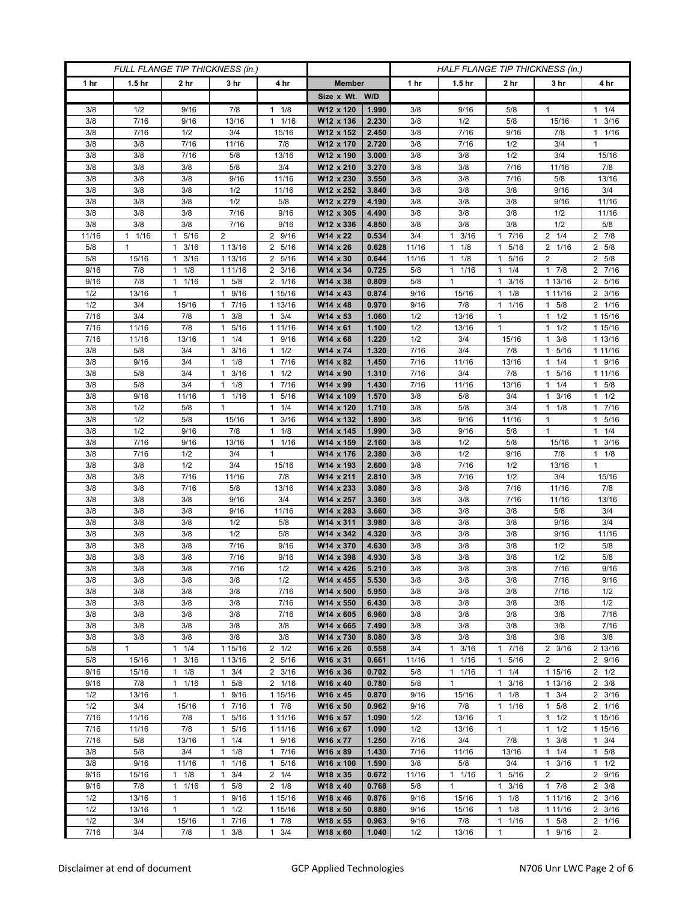| FULL FLANGE TIP THICKNESS (in.) | | | | | | | HALF FLANGE TIP THICKNESS (in.) | | | | |
|---|---|---|---|---|---|---|---|---|---|---|---|
| 1 hr | 1.5 hr | 2 hr | 3 hr | 4 hr | Member | | 1 hr | 1.5 hr | 2 hr | 3 hr | 4 hr |
| | | | | | Size x Wt. | W/D | | | | | |
| 3/8 | 1/2 | 9/16 | 7/8 | 1 1/8 | W12 x 120 | 1.990 | 3/8 | 9/16 | 5/8 | 1 | 1 1/4 |
| 3/8 | 7/16 | 9/16 | 13/16 | 1 1/16 | W12 x 136 | 2.230 | 3/8 | 1/2 | 5/8 | 15/16 | 1 3/16 |
| 3/8 | 7/16 | 1/2 | 3/4 | 15/16 | W12 x 152 | 2.450 | 3/8 | 7/16 | 9/16 | 7/8 | 1 1/16 |
| 3/8 | 3/8 | 7/16 | 11/16 | 7/8 | W12 x 170 | 2.720 | 3/8 | 7/16 | 1/2 | 3/4 | 1 |
| 3/8 | 3/8 | 7/16 | 5/8 | 13/16 | W12 x 190 | 3.000 | 3/8 | 3/8 | 1/2 | 3/4 | 15/16 |
| 3/8 | 3/8 | 3/8 | 5/8 | 3/4 | W12 x 210 | 3.270 | 3/8 | 3/8 | 7/16 | 11/16 | 7/8 |
| 3/8 | 3/8 | 3/8 | 9/16 | 11/16 | W12 x 230 | 3.550 | 3/8 | 3/8 | 7/16 | 5/8 | 13/16 |
| 3/8 | 3/8 | 3/8 | 1/2 | 11/16 | W12 x 252 | 3.840 | 3/8 | 3/8 | 3/8 | 9/16 | 3/4 |
| 3/8 | 3/8 | 3/8 | 1/2 | 5/8 | W12 x 279 | 4.190 | 3/8 | 3/8 | 3/8 | 9/16 | 11/16 |
| 3/8 | 3/8 | 3/8 | 7/16 | 9/16 | W12 x 305 | 4.490 | 3/8 | 3/8 | 3/8 | 1/2 | 11/16 |
| 3/8 | 3/8 | 3/8 | 7/16 | 9/16 | W12 x 336 | 4.850 | 3/8 | 3/8 | 3/8 | 1/2 | 5/8 |
| 11/16 | 1 1/16 | 1 5/16 | 2 | 2 9/16 | W14 x 22 | 0.534 | 3/4 | 1 3/16 | 1 7/16 | 2 1/4 | 2 7/8 |
| 5/8 | 1 | 1 3/16 | 1 13/16 | 2 5/16 | W14 x 26 | 0.628 | 11/16 | 1 1/8 | 1 5/16 | 2 1/16 | 2 5/8 |
| 5/8 | 15/16 | 1 3/16 | 1 13/16 | 2 5/16 | W14 x 30 | 0.644 | 11/16 | 1 1/8 | 1 5/16 | 2 | 2 5/8 |
| 9/16 | 7/8 | 1 1/8 | 1 11/16 | 2 3/16 | W14 x 34 | 0.725 | 5/8 | 1 1/16 | 1 1/4 | 1 7/8 | 2 7/16 |
| 9/16 | 7/8 | 1 1/16 | 1 5/8 | 2 1/16 | W14 x 38 | 0.809 | 5/8 | 1 | 1 3/16 | 1 13/16 | 2 5/16 |
| 1/2 | 13/16 | 1 | 1 9/16 | 1 15/16 | W14 x 43 | 0.874 | 9/16 | 15/16 | 1 1/8 | 1 11/16 | 2 3/16 |
| 1/2 | 3/4 | 15/16 | 1 7/16 | 1 13/16 | W14 x 48 | 0.970 | 9/16 | 7/8 | 1 1/16 | 1 5/8 | 2 1/16 |
| 7/16 | 3/4 | 7/8 | 1 3/8 | 1 3/4 | W14 x 53 | 1.060 | 1/2 | 13/16 | 1 | 1 1/2 | 1 15/16 |
| 7/16 | 11/16 | 7/8 | 1 5/16 | 1 11/16 | W14 x 61 | 1.100 | 1/2 | 13/16 | 1 | 1 1/2 | 1 15/16 |
| 7/16 | 11/16 | 13/16 | 1 1/4 | 1 9/16 | W14 x 68 | 1.220 | 1/2 | 3/4 | 15/16 | 1 3/8 | 1 13/16 |
| 3/8 | 5/8 | 3/4 | 1 3/16 | 1 1/2 | W14 x 74 | 1.320 | 7/16 | 3/4 | 7/8 | 1 5/16 | 1 11/16 |
| 3/8 | 9/16 | 3/4 | 1 1/8 | 1 7/16 | W14 x 82 | 1.450 | 7/16 | 11/16 | 13/16 | 1 1/4 | 1 9/16 |
| 3/8 | 5/8 | 3/4 | 1 3/16 | 1 1/2 | W14 x 90 | 1.310 | 7/16 | 3/4 | 7/8 | 1 5/16 | 1 11/16 |
| 3/8 | 5/8 | 3/4 | 1 1/8 | 1 7/16 | W14 x 99 | 1.430 | 7/16 | 11/16 | 13/16 | 1 1/4 | 1 5/8 |
| 3/8 | 9/16 | 11/16 | 1 1/16 | 1 5/16 | W14 x 109 | 1.570 | 3/8 | 5/8 | 3/4 | 1 3/16 | 1 1/2 |
| 3/8 | 1/2 | 5/8 | 1 | 1 1/4 | W14 x 120 | 1.710 | 3/8 | 5/8 | 3/4 | 1 1/8 | 1 7/16 |
| 3/8 | 1/2 | 5/8 | 15/16 | 1 3/16 | W14 x 132 | 1.890 | 3/8 | 9/16 | 11/16 | 1 | 1 5/16 |
| 3/8 | 1/2 | 9/16 | 7/8 | 1 1/8 | W14 x 145 | 1.990 | 3/8 | 9/16 | 5/8 | 1 | 1 1/4 |
| 3/8 | 7/16 | 9/16 | 13/16 | 1 1/16 | W14 x 159 | 2.160 | 3/8 | 1/2 | 5/8 | 15/16 | 1 3/16 |
| 3/8 | 7/16 | 1/2 | 3/4 | 1 | W14 x 176 | 2.380 | 3/8 | 1/2 | 9/16 | 7/8 | 1 1/8 |
| 3/8 | 3/8 | 1/2 | 3/4 | 15/16 | W14 x 193 | 2.600 | 3/8 | 7/16 | 1/2 | 13/16 | 1 |
| 3/8 | 3/8 | 7/16 | 11/16 | 7/8 | W14 x 211 | 2.810 | 3/8 | 7/16 | 1/2 | 3/4 | 15/16 |
| 3/8 | 3/8 | 7/16 | 5/8 | 13/16 | W14 x 233 | 3.080 | 3/8 | 3/8 | 7/16 | 11/16 | 7/8 |
| 3/8 | 3/8 | 3/8 | 9/16 | 3/4 | W14 x 257 | 3.360 | 3/8 | 3/8 | 7/16 | 11/16 | 13/16 |
| 3/8 | 3/8 | 3/8 | 9/16 | 11/16 | W14 x 283 | 3.660 | 3/8 | 3/8 | 3/8 | 5/8 | 3/4 |
| 3/8 | 3/8 | 3/8 | 1/2 | 5/8 | W14 x 311 | 3.980 | 3/8 | 3/8 | 3/8 | 9/16 | 3/4 |
| 3/8 | 3/8 | 3/8 | 1/2 | 5/8 | W14 x 342 | 4.320 | 3/8 | 3/8 | 3/8 | 9/16 | 11/16 |
| 3/8 | 3/8 | 3/8 | 7/16 | 9/16 | W14 x 370 | 4.630 | 3/8 | 3/8 | 3/8 | 1/2 | 5/8 |
| 3/8 | 3/8 | 3/8 | 7/16 | 9/16 | W14 x 398 | 4.930 | 3/8 | 3/8 | 3/8 | 1/2 | 5/8 |
| 3/8 | 3/8 | 3/8 | 7/16 | 1/2 | W14 x 426 | 5.210 | 3/8 | 3/8 | 3/8 | 7/16 | 9/16 |
| 3/8 | 3/8 | 3/8 | 3/8 | 1/2 | W14 x 455 | 5.530 | 3/8 | 3/8 | 3/8 | 7/16 | 9/16 |
| 3/8 | 3/8 | 3/8 | 3/8 | 7/16 | W14 x 500 | 5.950 | 3/8 | 3/8 | 3/8 | 7/16 | 1/2 |
| 3/8 | 3/8 | 3/8 | 3/8 | 7/16 | W14 x 550 | 6.430 | 3/8 | 3/8 | 3/8 | 3/8 | 1/2 |
| 3/8 | 3/8 | 3/8 | 3/8 | 7/16 | W14 x 605 | 6.960 | 3/8 | 3/8 | 3/8 | 3/8 | 7/16 |
| 3/8 | 3/8 | 3/8 | 3/8 | 3/8 | W14 x 665 | 7.490 | 3/8 | 3/8 | 3/8 | 3/8 | 7/16 |
| 3/8 | 3/8 | 3/8 | 3/8 | 3/8 | W14 x 730 | 8.080 | 3/8 | 3/8 | 3/8 | 3/8 | 3/8 |
| 5/8 | 1 | 1 1/4 | 1 15/16 | 2 1/2 | W16 x 26 | 0.558 | 3/4 | 1 3/16 | 1 7/16 | 2 3/16 | 2 13/16 |
| 5/8 | 15/16 | 1 3/16 | 1 13/16 | 2 5/16 | W16 x 31 | 0.661 | 11/16 | 1 1/16 | 1 5/16 | 2 | 2 9/16 |
| 9/16 | 15/16 | 1 1/8 | 1 3/4 | 2 3/16 | W16 x 36 | 0.702 | 5/8 | 1 1/16 | 1 1/4 | 1 15/16 | 2 1/2 |
| 9/16 | 7/8 | 1 1/16 | 1 5/8 | 2 1/16 | W16 x 40 | 0.780 | 5/8 | 1 | 1 3/16 | 1 13/16 | 2 3/8 |
| 1/2 | 13/16 | 1 | 1 9/16 | 1 15/16 | W16 x 45 | 0.870 | 9/16 | 15/16 | 1 1/8 | 1 3/4 | 2 3/16 |
| 1/2 | 3/4 | 15/16 | 1 7/16 | 1 7/8 | W16 x 50 | 0.962 | 9/16 | 7/8 | 1 1/16 | 1 5/8 | 2 1/16 |
| 7/16 | 11/16 | 7/8 | 1 5/16 | 1 11/16 | W16 x 57 | 1.090 | 1/2 | 13/16 | 1 | 1 1/2 | 1 15/16 |
| 7/16 | 11/16 | 7/8 | 1 5/16 | 1 11/16 | W16 x 67 | 1.090 | 1/2 | 13/16 | 1 | 1 1/2 | 1 15/16 |
| 7/16 | 5/8 | 13/16 | 1 1/4 | 1 9/16 | W16 x 77 | 1.250 | 7/16 | 3/4 | 7/8 | 1 3/8 | 1 3/4 |
| 3/8 | 5/8 | 3/4 | 1 1/8 | 1 7/16 | W16 x 89 | 1.430 | 7/16 | 11/16 | 13/16 | 1 1/4 | 1 5/8 |
| 3/8 | 9/16 | 11/16 | 1 1/16 | 1 5/16 | W16 x 100 | 1.590 | 3/8 | 5/8 | 3/4 | 1 3/16 | 1 1/2 |
| 9/16 | 15/16 | 1 1/8 | 1 3/4 | 2 1/4 | W18 x 35 | 0.672 | 11/16 | 1 1/16 | 1 5/16 | 2 | 2 9/16 |
| 9/16 | 7/8 | 1 1/16 | 1 5/8 | 2 1/8 | W18 x 40 | 0.768 | 5/8 | 1 | 1 3/16 | 1 7/8 | 2 3/8 |
| 1/2 | 13/16 | 1 | 1 9/16 | 1 15/16 | W18 x 46 | 0.876 | 9/16 | 15/16 | 1 1/8 | 1 11/16 | 2 3/16 |
| 1/2 | 13/16 | 1 | 1 1/2 | 1 15/16 | W18 x 50 | 0.880 | 9/16 | 15/16 | 1 1/8 | 1 11/16 | 2 3/16 |
| 1/2 | 3/4 | 15/16 | 1 7/16 | 1 7/8 | W18 x 55 | 0.963 | 9/16 | 7/8 | 1 1/16 | 1 5/8 | 2 1/16 |
| 7/16 | 3/4 | 7/8 | 1 3/8 | 1 3/4 | W18 x 60 | 1.040 | 1/2 | 13/16 | 1 | 1 9/16 | 2 |

Disclaimer at end of document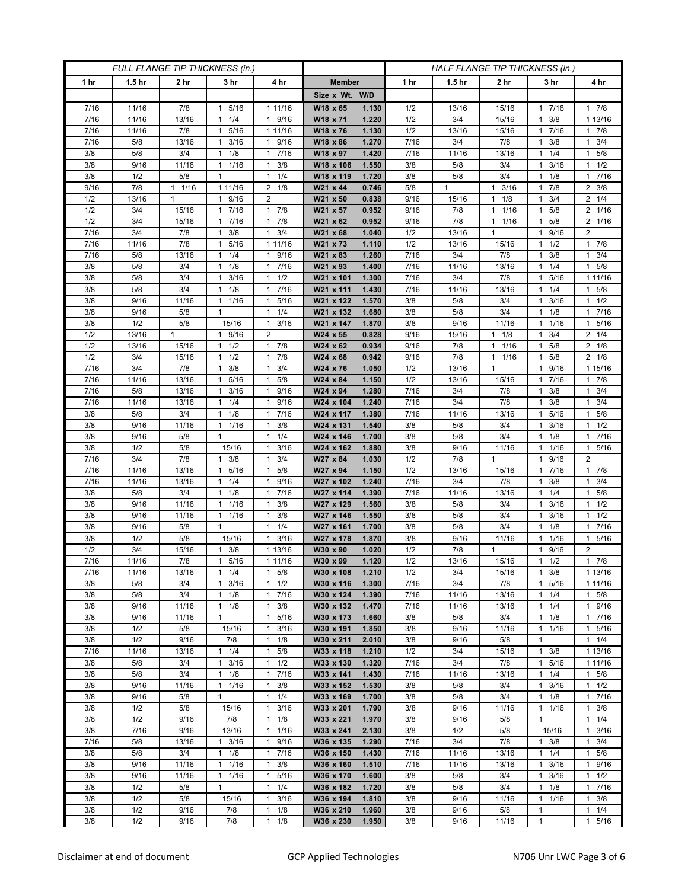| FULL FLANGE TIP THICKNESS (in.) | | | | | | | HALF FLANGE TIP THICKNESS (in.) | | | | |
|---|---|---|---|---|---|---|---|---|---|---|---|
| 1 hr | 1.5 hr | 2 hr | 3 hr | 4 hr | Member | | 1 hr | 1.5 hr | 2 hr | 3 hr | 4 hr |
| | | | | | Size x Wt. | W/D | | | | | |
| 7/16 | 11/16 | 7/8 | 1 5/16 | 1 11/16 | W18 x 65 | 1.130 | 1/2 | 13/16 | 15/16 | 1 7/16 | 1 7/8 |
| 7/16 | 11/16 | 13/16 | 1 1/4 | 1 9/16 | W18 x 71 | 1.220 | 1/2 | 3/4 | 15/16 | 1 3/8 | 1 13/16 |
| 7/16 | 11/16 | 7/8 | 1 5/16 | 1 11/16 | W18 x 76 | 1.130 | 1/2 | 13/16 | 15/16 | 1 7/16 | 1 7/8 |
| 7/16 | 5/8 | 13/16 | 1 3/16 | 1 9/16 | W18 x 86 | 1.270 | 7/16 | 3/4 | 7/8 | 1 3/8 | 1 3/4 |
| 3/8 | 5/8 | 3/4 | 1 1/8 | 1 7/16 | W18 x 97 | 1.420 | 7/16 | 11/16 | 13/16 | 1 1/4 | 1 5/8 |
| 3/8 | 9/16 | 11/16 | 1 1/16 | 1 3/8 | W18 x 106 | 1.550 | 3/8 | 5/8 | 3/4 | 1 3/16 | 1 1/2 |
| 3/8 | 1/2 | 5/8 | 1 | 1 1/4 | W18 x 119 | 1.720 | 3/8 | 5/8 | 3/4 | 1 1/8 | 1 7/16 |
| 9/16 | 7/8 | 1 1/16 | 1 11/16 | 2 1/8 | W21 x 44 | 0.746 | 5/8 | 1 | 1 3/16 | 1 7/8 | 2 3/8 |
| 1/2 | 13/16 | 1 | 1 9/16 | 2 | W21 x 50 | 0.838 | 9/16 | 15/16 | 1 1/8 | 1 3/4 | 2 1/4 |
| 1/2 | 3/4 | 15/16 | 1 7/16 | 1 7/8 | W21 x 57 | 0.952 | 9/16 | 7/8 | 1 1/16 | 1 5/8 | 2 1/16 |
| 1/2 | 3/4 | 15/16 | 1 7/16 | 1 7/8 | W21 x 62 | 0.952 | 9/16 | 7/8 | 1 1/16 | 1 5/8 | 2 1/16 |
| 7/16 | 3/4 | 7/8 | 1 3/8 | 1 3/4 | W21 x 68 | 1.040 | 1/2 | 13/16 | 1 | 1 9/16 | 2 |
| 7/16 | 11/16 | 7/8 | 1 5/16 | 1 11/16 | W21 x 73 | 1.110 | 1/2 | 13/16 | 15/16 | 1 1/2 | 1 7/8 |
| 7/16 | 5/8 | 13/16 | 1 1/4 | 1 9/16 | W21 x 83 | 1.260 | 7/16 | 3/4 | 7/8 | 1 3/8 | 1 3/4 |
| 3/8 | 5/8 | 3/4 | 1 1/8 | 1 7/16 | W21 x 93 | 1.400 | 7/16 | 11/16 | 13/16 | 1 1/4 | 1 5/8 |
| 3/8 | 5/8 | 3/4 | 1 3/16 | 1 1/2 | W21 x 101 | 1.300 | 7/16 | 3/4 | 7/8 | 1 5/16 | 1 11/16 |
| 3/8 | 5/8 | 3/4 | 1 1/8 | 1 7/16 | W21 x 111 | 1.430 | 7/16 | 11/16 | 13/16 | 1 1/4 | 1 5/8 |
| 3/8 | 9/16 | 11/16 | 1 1/16 | 1 5/16 | W21 x 122 | 1.570 | 3/8 | 5/8 | 3/4 | 1 3/16 | 1 1/2 |
| 3/8 | 9/16 | 5/8 | 1 | 1 1/4 | W21 x 132 | 1.680 | 3/8 | 5/8 | 3/4 | 1 1/8 | 1 7/16 |
| 3/8 | 1/2 | 5/8 | 15/16 | 1 3/16 | W21 x 147 | 1.870 | 3/8 | 9/16 | 11/16 | 1 1/16 | 1 5/16 |
| 1/2 | 13/16 | 1 | 1 9/16 | 2 | W24 x 55 | 0.828 | 9/16 | 15/16 | 1 1/8 | 1 3/4 | 2 1/4 |
| 1/2 | 13/16 | 15/16 | 1 1/2 | 1 7/8 | W24 x 62 | 0.934 | 9/16 | 7/8 | 1 1/16 | 1 5/8 | 2 1/8 |
| 1/2 | 3/4 | 15/16 | 1 1/2 | 1 7/8 | W24 x 68 | 0.942 | 9/16 | 7/8 | 1 1/16 | 1 5/8 | 2 1/8 |
| 7/16 | 3/4 | 7/8 | 1 3/8 | 1 3/4 | W24 x 76 | 1.050 | 1/2 | 13/16 | 1 | 1 9/16 | 1 15/16 |
| 7/16 | 11/16 | 13/16 | 1 5/16 | 1 5/8 | W24 x 84 | 1.150 | 1/2 | 13/16 | 15/16 | 1 7/16 | 1 7/8 |
| 7/16 | 5/8 | 13/16 | 1 3/16 | 1 9/16 | W24 x 94 | 1.280 | 7/16 | 3/4 | 7/8 | 1 3/8 | 1 3/4 |
| 7/16 | 11/16 | 13/16 | 1 1/4 | 1 9/16 | W24 x 104 | 1.240 | 7/16 | 3/4 | 7/8 | 1 3/8 | 1 3/4 |
| 3/8 | 5/8 | 3/4 | 1 1/8 | 1 7/16 | W24 x 117 | 1.380 | 7/16 | 11/16 | 13/16 | 1 5/16 | 1 5/8 |
| 3/8 | 9/16 | 11/16 | 1 1/16 | 1 3/8 | W24 x 131 | 1.540 | 3/8 | 5/8 | 3/4 | 1 3/16 | 1 1/2 |
| 3/8 | 9/16 | 5/8 | 1 | 1 1/4 | W24 x 146 | 1.700 | 3/8 | 5/8 | 3/4 | 1 1/8 | 1 7/16 |
| 3/8 | 1/2 | 5/8 | 15/16 | 1 3/16 | W24 x 162 | 1.880 | 3/8 | 9/16 | 11/16 | 1 1/16 | 1 5/16 |
| 7/16 | 3/4 | 7/8 | 1 3/8 | 1 3/4 | W27 x 84 | 1.030 | 1/2 | 7/8 | 1 | 1 9/16 | 2 |
| 7/16 | 11/16 | 13/16 | 1 5/16 | 1 5/8 | W27 x 94 | 1.150 | 1/2 | 13/16 | 15/16 | 1 7/16 | 1 7/8 |
| 7/16 | 11/16 | 13/16 | 1 1/4 | 1 9/16 | W27 x 102 | 1.240 | 7/16 | 3/4 | 7/8 | 1 3/8 | 1 3/4 |
| 3/8 | 5/8 | 3/4 | 1 1/8 | 1 7/16 | W27 x 114 | 1.390 | 7/16 | 11/16 | 13/16 | 1 1/4 | 1 5/8 |
| 3/8 | 9/16 | 11/16 | 1 1/16 | 1 3/8 | W27 x 129 | 1.560 | 3/8 | 5/8 | 3/4 | 1 3/16 | 1 1/2 |
| 3/8 | 9/16 | 11/16 | 1 1/16 | 1 3/8 | W27 x 146 | 1.550 | 3/8 | 5/8 | 3/4 | 1 3/16 | 1 1/2 |
| 3/8 | 9/16 | 5/8 | 1 | 1 1/4 | W27 x 161 | 1.700 | 3/8 | 5/8 | 3/4 | 1 1/8 | 1 7/16 |
| 3/8 | 1/2 | 5/8 | 15/16 | 1 3/16 | W27 x 178 | 1.870 | 3/8 | 9/16 | 11/16 | 1 1/16 | 1 5/16 |
| 1/2 | 3/4 | 15/16 | 1 3/8 | 1 13/16 | W30 x 90 | 1.020 | 1/2 | 7/8 | 1 | 1 9/16 | 2 |
| 7/16 | 11/16 | 7/8 | 1 5/16 | 1 11/16 | W30 x 99 | 1.120 | 1/2 | 13/16 | 15/16 | 1 1/2 | 1 7/8 |
| 7/16 | 11/16 | 13/16 | 1 1/4 | 1 5/8 | W30 x 108 | 1.210 | 1/2 | 3/4 | 15/16 | 1 3/8 | 1 13/16 |
| 3/8 | 5/8 | 3/4 | 1 3/16 | 1 1/2 | W30 x 116 | 1.300 | 7/16 | 3/4 | 7/8 | 1 5/16 | 1 11/16 |
| 3/8 | 5/8 | 3/4 | 1 1/8 | 1 7/16 | W30 x 124 | 1.390 | 7/16 | 11/16 | 13/16 | 1 1/4 | 1 5/8 |
| 3/8 | 9/16 | 11/16 | 1 1/8 | 1 3/8 | W30 x 132 | 1.470 | 7/16 | 11/16 | 13/16 | 1 1/4 | 1 9/16 |
| 3/8 | 9/16 | 11/16 | 1 | 1 5/16 | W30 x 173 | 1.660 | 3/8 | 5/8 | 3/4 | 1 1/8 | 1 7/16 |
| 3/8 | 1/2 | 5/8 | 15/16 | 1 3/16 | W30 x 191 | 1.850 | 3/8 | 9/16 | 11/16 | 1 1/16 | 1 5/16 |
| 3/8 | 1/2 | 9/16 | 7/8 | 1 1/8 | W30 x 211 | 2.010 | 3/8 | 9/16 | 5/8 | 1 | 1 1/4 |
| 7/16 | 11/16 | 13/16 | 1 1/4 | 1 5/8 | W33 x 118 | 1.210 | 1/2 | 3/4 | 15/16 | 1 3/8 | 1 13/16 |
| 3/8 | 5/8 | 3/4 | 1 3/16 | 1 1/2 | W33 x 130 | 1.320 | 7/16 | 3/4 | 7/8 | 1 5/16 | 1 11/16 |
| 3/8 | 5/8 | 3/4 | 1 1/8 | 1 7/16 | W33 x 141 | 1.430 | 7/16 | 11/16 | 13/16 | 1 1/4 | 1 5/8 |
| 3/8 | 9/16 | 11/16 | 1 1/16 | 1 3/8 | W33 x 152 | 1.530 | 3/8 | 5/8 | 3/4 | 1 3/16 | 1 1/2 |
| 3/8 | 9/16 | 5/8 | 1 | 1 1/4 | W33 x 169 | 1.700 | 3/8 | 5/8 | 3/4 | 1 1/8 | 1 7/16 |
| 3/8 | 1/2 | 5/8 | 15/16 | 1 3/16 | W33 x 201 | 1.790 | 3/8 | 9/16 | 11/16 | 1 1/16 | 1 3/8 |
| 3/8 | 1/2 | 9/16 | 7/8 | 1 1/8 | W33 x 221 | 1.970 | 3/8 | 9/16 | 5/8 | 1 | 1 1/4 |
| 3/8 | 7/16 | 9/16 | 13/16 | 1 1/16 | W33 x 241 | 2.130 | 3/8 | 1/2 | 5/8 | 15/16 | 1 3/16 |
| 7/16 | 5/8 | 13/16 | 1 3/16 | 1 9/16 | W36 x 135 | 1.290 | 7/16 | 3/4 | 7/8 | 1 3/8 | 1 3/4 |
| 3/8 | 5/8 | 3/4 | 1 1/8 | 1 7/16 | W36 x 150 | 1.430 | 7/16 | 11/16 | 13/16 | 1 1/4 | 1 5/8 |
| 3/8 | 9/16 | 11/16 | 1 1/16 | 1 3/8 | W36 x 160 | 1.510 | 7/16 | 11/16 | 13/16 | 1 3/16 | 1 9/16 |
| 3/8 | 9/16 | 11/16 | 1 1/16 | 1 5/16 | W36 x 170 | 1.600 | 3/8 | 5/8 | 3/4 | 1 3/16 | 1 1/2 |
| 3/8 | 1/2 | 5/8 | 1 | 1 1/4 | W36 x 182 | 1.720 | 3/8 | 5/8 | 3/4 | 1 1/8 | 1 7/16 |
| 3/8 | 1/2 | 5/8 | 15/16 | 1 3/16 | W36 x 194 | 1.810 | 3/8 | 9/16 | 11/16 | 1 1/16 | 1 3/8 |
| 3/8 | 1/2 | 9/16 | 7/8 | 1 1/8 | W36 x 210 | 1.960 | 3/8 | 9/16 | 5/8 | 1 | 1 1/4 |
| 3/8 | 1/2 | 9/16 | 7/8 | 1 1/8 | W36 x 230 | 1.950 | 3/8 | 9/16 | 11/16 | 1 | 1 5/16 |

Disclaimer at end of document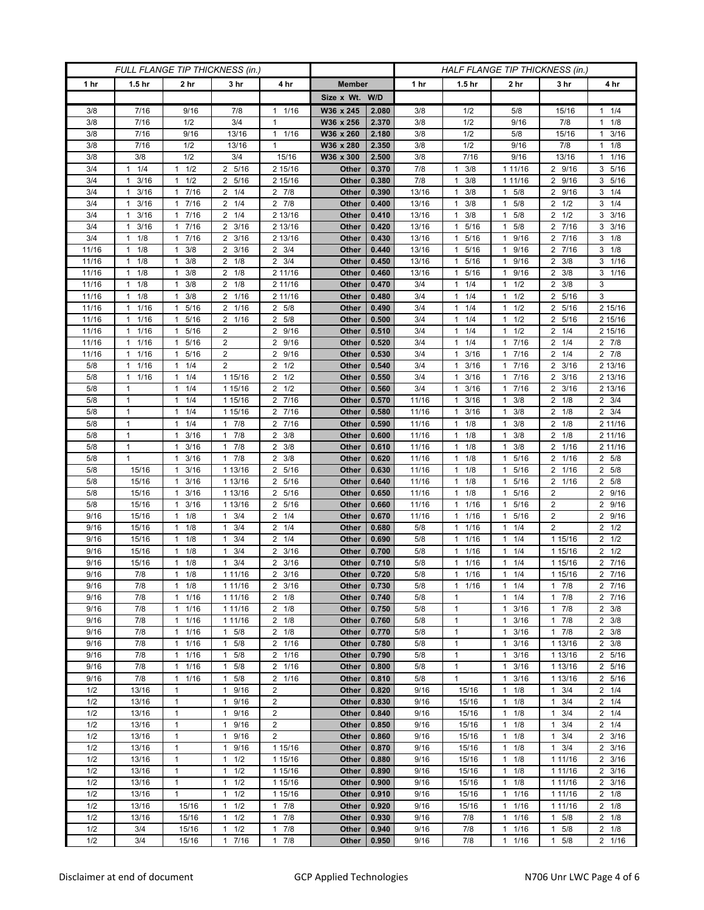| FULL FLANGE TIP THICKNESS (in.) | | | | | | | HALF FLANGE TIP THICKNESS (in.) | | | | |
|---|---|---|---|---|---|---|---|---|---|---|---|
| 1 hr | 1.5 hr | 2 hr | 3 hr | 4 hr | Member | | 1 hr | 1.5 hr | 2 hr | 3 hr | 4 hr |
| | | | | | Size x Wt. | W/D | | | | | |
| 3/8 | 7/16 | 9/16 | 7/8 | 1 1/16 | W36 x 245 | 2.080 | 3/8 | 1/2 | 5/8 | 15/16 | 1 1/4 |
| 3/8 | 7/16 | 1/2 | 3/4 | 1 | W36 x 256 | 2.370 | 3/8 | 1/2 | 9/16 | 7/8 | 1 1/8 |
| 3/8 | 7/16 | 9/16 | 13/16 | 1 1/16 | W36 x 260 | 2.180 | 3/8 | 1/2 | 5/8 | 15/16 | 1 3/16 |
| 3/8 | 7/16 | 1/2 | 13/16 | 1 | W36 x 280 | 2.350 | 3/8 | 1/2 | 9/16 | 7/8 | 1 1/8 |
| 3/8 | 3/8 | 1/2 | 3/4 | 15/16 | W36 x 300 | 2.500 | 3/8 | 7/16 | 9/16 | 13/16 | 1 1/16 |
| 3/4 | 1 1/4 | 1 1/2 | 2 5/16 | 2 15/16 | Other | 0.370 | 7/8 | 1 3/8 | 1 11/16 | 2 9/16 | 3 5/16 |
| 3/4 | 1 3/16 | 1 1/2 | 2 5/16 | 2 15/16 | Other | 0.380 | 7/8 | 1 3/8 | 1 11/16 | 2 9/16 | 3 5/16 |
| 3/4 | 1 3/16 | 1 7/16 | 2 1/4 | 2 7/8 | Other | 0.390 | 13/16 | 1 3/8 | 1 5/8 | 2 9/16 | 3 1/4 |
| 3/4 | 1 3/16 | 1 7/16 | 2 1/4 | 2 7/8 | Other | 0.400 | 13/16 | 1 3/8 | 1 5/8 | 2 1/2 | 3 1/4 |
| 3/4 | 1 3/16 | 1 7/16 | 2 1/4 | 2 13/16 | Other | 0.410 | 13/16 | 1 3/8 | 1 5/8 | 2 1/2 | 3 3/16 |
| 3/4 | 1 3/16 | 1 7/16 | 2 3/16 | 2 13/16 | Other | 0.420 | 13/16 | 1 5/16 | 1 5/8 | 2 7/16 | 3 3/16 |
| 3/4 | 1 1/8 | 1 7/16 | 2 3/16 | 2 13/16 | Other | 0.430 | 13/16 | 1 5/16 | 1 9/16 | 2 7/16 | 3 1/8 |
| 11/16 | 1 1/8 | 1 3/8 | 2 3/16 | 2 3/4 | Other | 0.440 | 13/16 | 1 5/16 | 1 9/16 | 2 7/16 | 3 1/8 |
| 11/16 | 1 1/8 | 1 3/8 | 2 1/8 | 2 3/4 | Other | 0.450 | 13/16 | 1 5/16 | 1 9/16 | 2 3/8 | 3 1/16 |
| 11/16 | 1 1/8 | 1 3/8 | 2 1/8 | 2 11/16 | Other | 0.460 | 13/16 | 1 5/16 | 1 9/16 | 2 3/8 | 3 1/16 |
| 11/16 | 1 1/8 | 1 3/8 | 2 1/8 | 2 11/16 | Other | 0.470 | 3/4 | 1 1/4 | 1 1/2 | 2 3/8 | 3 |
| 11/16 | 1 1/8 | 1 3/8 | 2 1/16 | 2 11/16 | Other | 0.480 | 3/4 | 1 1/4 | 1 1/2 | 2 5/16 | 3 |
| 11/16 | 1 1/16 | 1 5/16 | 2 1/16 | 2 5/8 | Other | 0.490 | 3/4 | 1 1/4 | 1 1/2 | 2 5/16 | 2 15/16 |
| 11/16 | 1 1/16 | 1 5/16 | 2 1/16 | 2 5/8 | Other | 0.500 | 3/4 | 1 1/4 | 1 1/2 | 2 5/16 | 2 15/16 |
| 11/16 | 1 1/16 | 1 5/16 | 2 | 2 9/16 | Other | 0.510 | 3/4 | 1 1/4 | 1 1/2 | 2 1/4 | 2 15/16 |
| 11/16 | 1 1/16 | 1 5/16 | 2 | 2 9/16 | Other | 0.520 | 3/4 | 1 1/4 | 1 7/16 | 2 1/4 | 2 7/8 |
| 11/16 | 1 1/16 | 1 5/16 | 2 | 2 9/16 | Other | 0.530 | 3/4 | 1 3/16 | 1 7/16 | 2 1/4 | 2 7/8 |
| 5/8 | 1 1/16 | 1 1/4 | 2 | 2 1/2 | Other | 0.540 | 3/4 | 1 3/16 | 1 7/16 | 2 3/16 | 2 13/16 |
| 5/8 | 1 1/16 | 1 1/4 | 1 15/16 | 2 1/2 | Other | 0.550 | 3/4 | 1 3/16 | 1 7/16 | 2 3/16 | 2 13/16 |
| 5/8 | 1 | 1 1/4 | 1 15/16 | 2 1/2 | Other | 0.560 | 3/4 | 1 3/16 | 1 7/16 | 2 3/16 | 2 13/16 |
| 5/8 | 1 | 1 1/4 | 1 15/16 | 2 7/16 | Other | 0.570 | 11/16 | 1 3/16 | 1 3/8 | 2 1/8 | 2 3/4 |
| 5/8 | 1 | 1 1/4 | 1 15/16 | 2 7/16 | Other | 0.580 | 11/16 | 1 3/16 | 1 3/8 | 2 1/8 | 2 3/4 |
| 5/8 | 1 | 1 1/4 | 1 7/8 | 2 7/16 | Other | 0.590 | 11/16 | 1 1/8 | 1 3/8 | 2 1/8 | 2 11/16 |
| 5/8 | 1 | 1 3/16 | 1 7/8 | 2 3/8 | Other | 0.600 | 11/16 | 1 1/8 | 1 3/8 | 2 1/8 | 2 11/16 |
| 5/8 | 1 | 1 3/16 | 1 7/8 | 2 3/8 | Other | 0.610 | 11/16 | 1 1/8 | 1 3/8 | 2 1/16 | 2 11/16 |
| 5/8 | 1 | 1 3/16 | 1 7/8 | 2 3/8 | Other | 0.620 | 11/16 | 1 1/8 | 1 5/16 | 2 1/16 | 2 5/8 |
| 5/8 | 15/16 | 1 3/16 | 1 13/16 | 2 5/16 | Other | 0.630 | 11/16 | 1 1/8 | 1 5/16 | 2 1/16 | 2 5/8 |
| 5/8 | 15/16 | 1 3/16 | 1 13/16 | 2 5/16 | Other | 0.640 | 11/16 | 1 1/8 | 1 5/16 | 2 1/16 | 2 5/8 |
| 5/8 | 15/16 | 1 3/16 | 1 13/16 | 2 5/16 | Other | 0.650 | 11/16 | 1 1/8 | 1 5/16 | 2 | 2 9/16 |
| 5/8 | 15/16 | 1 3/16 | 1 13/16 | 2 5/16 | Other | 0.660 | 11/16 | 1 1/16 | 1 5/16 | 2 | 2 9/16 |
| 9/16 | 15/16 | 1 1/8 | 1 3/4 | 2 1/4 | Other | 0.670 | 11/16 | 1 1/16 | 1 5/16 | 2 | 2 9/16 |
| 9/16 | 15/16 | 1 1/8 | 1 3/4 | 2 1/4 | Other | 0.680 | 5/8 | 1 1/16 | 1 1/4 | 2 | 2 1/2 |
| 9/16 | 15/16 | 1 1/8 | 1 3/4 | 2 1/4 | Other | 0.690 | 5/8 | 1 1/16 | 1 1/4 | 1 15/16 | 2 1/2 |
| 9/16 | 15/16 | 1 1/8 | 1 3/4 | 2 3/16 | Other | 0.700 | 5/8 | 1 1/16 | 1 1/4 | 1 15/16 | 2 1/2 |
| 9/16 | 15/16 | 1 1/8 | 1 3/4 | 2 3/16 | Other | 0.710 | 5/8 | 1 1/16 | 1 1/4 | 1 15/16 | 2 7/16 |
| 9/16 | 7/8 | 1 1/8 | 1 11/16 | 2 3/16 | Other | 0.720 | 5/8 | 1 1/16 | 1 1/4 | 1 15/16 | 2 7/16 |
| 9/16 | 7/8 | 1 1/8 | 1 11/16 | 2 3/16 | Other | 0.730 | 5/8 | 1 1/16 | 1 1/4 | 1 7/8 | 2 7/16 |
| 9/16 | 7/8 | 1 1/16 | 1 11/16 | 2 1/8 | Other | 0.740 | 5/8 | 1 | 1 1/4 | 1 7/8 | 2 7/16 |
| 9/16 | 7/8 | 1 1/16 | 1 11/16 | 2 1/8 | Other | 0.750 | 5/8 | 1 | 1 3/16 | 1 7/8 | 2 3/8 |
| 9/16 | 7/8 | 1 1/16 | 1 11/16 | 2 1/8 | Other | 0.760 | 5/8 | 1 | 1 3/16 | 1 7/8 | 2 3/8 |
| 9/16 | 7/8 | 1 1/16 | 1 5/8 | 2 1/8 | Other | 0.770 | 5/8 | 1 | 1 3/16 | 1 7/8 | 2 3/8 |
| 9/16 | 7/8 | 1 1/16 | 1 5/8 | 2 1/16 | Other | 0.780 | 5/8 | 1 | 1 3/16 | 1 13/16 | 2 3/8 |
| 9/16 | 7/8 | 1 1/16 | 1 5/8 | 2 1/16 | Other | 0.790 | 5/8 | 1 | 1 3/16 | 1 13/16 | 2 5/16 |
| 9/16 | 7/8 | 1 1/16 | 1 5/8 | 2 1/16 | Other | 0.800 | 5/8 | 1 | 1 3/16 | 1 13/16 | 2 5/16 |
| 9/16 | 7/8 | 1 1/16 | 1 5/8 | 2 1/16 | Other | 0.810 | 5/8 | 1 | 1 3/16 | 1 13/16 | 2 5/16 |
| 1/2 | 13/16 | 1 | 1 9/16 | 2 | Other | 0.820 | 9/16 | 15/16 | 1 1/8 | 1 3/4 | 2 1/4 |
| 1/2 | 13/16 | 1 | 1 9/16 | 2 | Other | 0.830 | 9/16 | 15/16 | 1 1/8 | 1 3/4 | 2 1/4 |
| 1/2 | 13/16 | 1 | 1 9/16 | 2 | Other | 0.840 | 9/16 | 15/16 | 1 1/8 | 1 3/4 | 2 1/4 |
| 1/2 | 13/16 | 1 | 1 9/16 | 2 | Other | 0.850 | 9/16 | 15/16 | 1 1/8 | 1 3/4 | 2 1/4 |
| 1/2 | 13/16 | 1 | 1 9/16 | 2 | Other | 0.860 | 9/16 | 15/16 | 1 1/8 | 1 3/4 | 2 3/16 |
| 1/2 | 13/16 | 1 | 1 9/16 | 1 15/16 | Other | 0.870 | 9/16 | 15/16 | 1 1/8 | 1 3/4 | 2 3/16 |
| 1/2 | 13/16 | 1 | 1 1/2 | 1 15/16 | Other | 0.880 | 9/16 | 15/16 | 1 1/8 | 1 11/16 | 2 3/16 |
| 1/2 | 13/16 | 1 | 1 1/2 | 1 15/16 | Other | 0.890 | 9/16 | 15/16 | 1 1/8 | 1 11/16 | 2 3/16 |
| 1/2 | 13/16 | 1 | 1 1/2 | 1 15/16 | Other | 0.900 | 9/16 | 15/16 | 1 1/8 | 1 11/16 | 2 3/16 |
| 1/2 | 13/16 | 1 | 1 1/2 | 1 15/16 | Other | 0.910 | 9/16 | 15/16 | 1 1/16 | 1 11/16 | 2 1/8 |
| 1/2 | 13/16 | 15/16 | 1 1/2 | 1 7/8 | Other | 0.920 | 9/16 | 15/16 | 1 1/16 | 1 11/16 | 2 1/8 |
| 1/2 | 13/16 | 15/16 | 1 1/2 | 1 7/8 | Other | 0.930 | 9/16 | 7/8 | 1 1/16 | 1 5/8 | 2 1/8 |
| 1/2 | 3/4 | 15/16 | 1 1/2 | 1 7/8 | Other | 0.940 | 9/16 | 7/8 | 1 1/16 | 1 5/8 | 2 1/8 |
| 1/2 | 3/4 | 15/16 | 1 7/16 | 1 7/8 | Other | 0.950 | 9/16 | 7/8 | 1 1/16 | 1 5/8 | 2 1/16 |

Disclaimer at end of document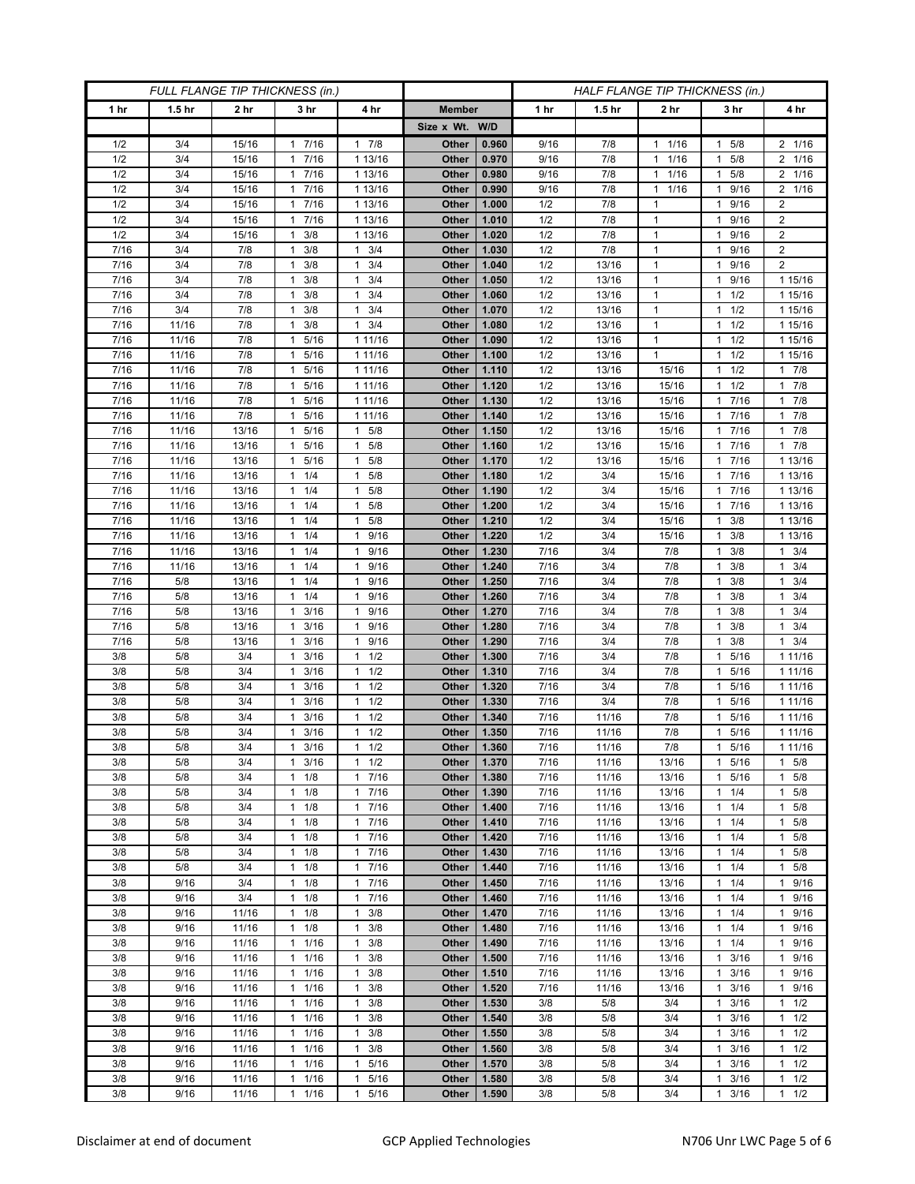| FULL FLANGE TIP THICKNESS (in.) | | | | | | | HALF FLANGE TIP THICKNESS (in.) | | | | |
|---|---|---|---|---|---|---|---|---|---|---|---|
| 1 hr | 1.5 hr | 2 hr | 3 hr | 4 hr | Member | | 1 hr | 1.5 hr | 2 hr | 3 hr | 4 hr |
| | | | | | Size x Wt. | W/D | | | | | |
| 1/2 | 3/4 | 15/16 | 1 7/16 | 1 7/8 | Other | 0.960 | 9/16 | 7/8 | 1 1/16 | 1 5/8 | 2 1/16 |
| 1/2 | 3/4 | 15/16 | 1 7/16 | 1 13/16 | Other | 0.970 | 9/16 | 7/8 | 1 1/16 | 1 5/8 | 2 1/16 |
| 1/2 | 3/4 | 15/16 | 1 7/16 | 1 13/16 | Other | 0.980 | 9/16 | 7/8 | 1 1/16 | 1 5/8 | 2 1/16 |
| 1/2 | 3/4 | 15/16 | 1 7/16 | 1 13/16 | Other | 0.990 | 9/16 | 7/8 | 1 1/16 | 1 9/16 | 2 1/16 |
| 1/2 | 3/4 | 15/16 | 1 7/16 | 1 13/16 | Other | 1.000 | 1/2 | 7/8 | 1 | 1 9/16 | 2 |
| 1/2 | 3/4 | 15/16 | 1 7/16 | 1 13/16 | Other | 1.010 | 1/2 | 7/8 | 1 | 1 9/16 | 2 |
| 1/2 | 3/4 | 15/16 | 1 3/8 | 1 13/16 | Other | 1.020 | 1/2 | 7/8 | 1 | 1 9/16 | 2 |
| 7/16 | 3/4 | 7/8 | 1 3/8 | 1 3/4 | Other | 1.030 | 1/2 | 7/8 | 1 | 1 9/16 | 2 |
| 7/16 | 3/4 | 7/8 | 1 3/8 | 1 3/4 | Other | 1.040 | 1/2 | 13/16 | 1 | 1 9/16 | 2 |
| 7/16 | 3/4 | 7/8 | 1 3/8 | 1 3/4 | Other | 1.050 | 1/2 | 13/16 | 1 | 1 9/16 | 1 15/16 |
| 7/16 | 3/4 | 7/8 | 1 3/8 | 1 3/4 | Other | 1.060 | 1/2 | 13/16 | 1 | 1 1/2 | 1 15/16 |
| 7/16 | 3/4 | 7/8 | 1 3/8 | 1 3/4 | Other | 1.070 | 1/2 | 13/16 | 1 | 1 1/2 | 1 15/16 |
| 7/16 | 11/16 | 7/8 | 1 3/8 | 1 3/4 | Other | 1.080 | 1/2 | 13/16 | 1 | 1 1/2 | 1 15/16 |
| 7/16 | 11/16 | 7/8 | 1 5/16 | 1 11/16 | Other | 1.090 | 1/2 | 13/16 | 1 | 1 1/2 | 1 15/16 |
| 7/16 | 11/16 | 7/8 | 1 5/16 | 1 11/16 | Other | 1.100 | 1/2 | 13/16 | 1 | 1 1/2 | 1 15/16 |
| 7/16 | 11/16 | 7/8 | 1 5/16 | 1 11/16 | Other | 1.110 | 1/2 | 13/16 | 15/16 | 1 1/2 | 1 7/8 |
| 7/16 | 11/16 | 7/8 | 1 5/16 | 1 11/16 | Other | 1.120 | 1/2 | 13/16 | 15/16 | 1 1/2 | 1 7/8 |
| 7/16 | 11/16 | 7/8 | 1 5/16 | 1 11/16 | Other | 1.130 | 1/2 | 13/16 | 15/16 | 1 7/16 | 1 7/8 |
| 7/16 | 11/16 | 7/8 | 1 5/16 | 1 11/16 | Other | 1.140 | 1/2 | 13/16 | 15/16 | 1 7/16 | 1 7/8 |
| 7/16 | 11/16 | 13/16 | 1 5/16 | 1 5/8 | Other | 1.150 | 1/2 | 13/16 | 15/16 | 1 7/16 | 1 7/8 |
| 7/16 | 11/16 | 13/16 | 1 5/16 | 1 5/8 | Other | 1.160 | 1/2 | 13/16 | 15/16 | 1 7/16 | 1 7/8 |
| 7/16 | 11/16 | 13/16 | 1 5/16 | 1 5/8 | Other | 1.170 | 1/2 | 13/16 | 15/16 | 1 7/16 | 1 13/16 |
| 7/16 | 11/16 | 13/16 | 1 1/4 | 1 5/8 | Other | 1.180 | 1/2 | 3/4 | 15/16 | 1 7/16 | 1 13/16 |
| 7/16 | 11/16 | 13/16 | 1 1/4 | 1 5/8 | Other | 1.190 | 1/2 | 3/4 | 15/16 | 1 7/16 | 1 13/16 |
| 7/16 | 11/16 | 13/16 | 1 1/4 | 1 5/8 | Other | 1.200 | 1/2 | 3/4 | 15/16 | 1 7/16 | 1 13/16 |
| 7/16 | 11/16 | 13/16 | 1 1/4 | 1 5/8 | Other | 1.210 | 1/2 | 3/4 | 15/16 | 1 3/8 | 1 13/16 |
| 7/16 | 11/16 | 13/16 | 1 1/4 | 1 9/16 | Other | 1.220 | 1/2 | 3/4 | 15/16 | 1 3/8 | 1 13/16 |
| 7/16 | 11/16 | 13/16 | 1 1/4 | 1 9/16 | Other | 1.230 | 7/16 | 3/4 | 7/8 | 1 3/8 | 1 3/4 |
| 7/16 | 11/16 | 13/16 | 1 1/4 | 1 9/16 | Other | 1.240 | 7/16 | 3/4 | 7/8 | 1 3/8 | 1 3/4 |
| 7/16 | 5/8 | 13/16 | 1 1/4 | 1 9/16 | Other | 1.250 | 7/16 | 3/4 | 7/8 | 1 3/8 | 1 3/4 |
| 7/16 | 5/8 | 13/16 | 1 1/4 | 1 9/16 | Other | 1.260 | 7/16 | 3/4 | 7/8 | 1 3/8 | 1 3/4 |
| 7/16 | 5/8 | 13/16 | 1 3/16 | 1 9/16 | Other | 1.270 | 7/16 | 3/4 | 7/8 | 1 3/8 | 1 3/4 |
| 7/16 | 5/8 | 13/16 | 1 3/16 | 1 9/16 | Other | 1.280 | 7/16 | 3/4 | 7/8 | 1 3/8 | 1 3/4 |
| 7/16 | 5/8 | 13/16 | 1 3/16 | 1 9/16 | Other | 1.290 | 7/16 | 3/4 | 7/8 | 1 3/8 | 1 3/4 |
| 3/8 | 5/8 | 3/4 | 1 3/16 | 1 1/2 | Other | 1.300 | 7/16 | 3/4 | 7/8 | 1 5/16 | 1 11/16 |
| 3/8 | 5/8 | 3/4 | 1 3/16 | 1 1/2 | Other | 1.310 | 7/16 | 3/4 | 7/8 | 1 5/16 | 1 11/16 |
| 3/8 | 5/8 | 3/4 | 1 3/16 | 1 1/2 | Other | 1.320 | 7/16 | 3/4 | 7/8 | 1 5/16 | 1 11/16 |
| 3/8 | 5/8 | 3/4 | 1 3/16 | 1 1/2 | Other | 1.330 | 7/16 | 3/4 | 7/8 | 1 5/16 | 1 11/16 |
| 3/8 | 5/8 | 3/4 | 1 3/16 | 1 1/2 | Other | 1.340 | 7/16 | 11/16 | 7/8 | 1 5/16 | 1 11/16 |
| 3/8 | 5/8 | 3/4 | 1 3/16 | 1 1/2 | Other | 1.350 | 7/16 | 11/16 | 7/8 | 1 5/16 | 1 11/16 |
| 3/8 | 5/8 | 3/4 | 1 3/16 | 1 1/2 | Other | 1.360 | 7/16 | 11/16 | 7/8 | 1 5/16 | 1 11/16 |
| 3/8 | 5/8 | 3/4 | 1 3/16 | 1 1/2 | Other | 1.370 | 7/16 | 11/16 | 13/16 | 1 5/16 | 1 5/8 |
| 3/8 | 5/8 | 3/4 | 1 1/8 | 1 7/16 | Other | 1.380 | 7/16 | 11/16 | 13/16 | 1 5/16 | 1 5/8 |
| 3/8 | 5/8 | 3/4 | 1 1/8 | 1 7/16 | Other | 1.390 | 7/16 | 11/16 | 13/16 | 1 1/4 | 1 5/8 |
| 3/8 | 5/8 | 3/4 | 1 1/8 | 1 7/16 | Other | 1.400 | 7/16 | 11/16 | 13/16 | 1 1/4 | 1 5/8 |
| 3/8 | 5/8 | 3/4 | 1 1/8 | 1 7/16 | Other | 1.410 | 7/16 | 11/16 | 13/16 | 1 1/4 | 1 5/8 |
| 3/8 | 5/8 | 3/4 | 1 1/8 | 1 7/16 | Other | 1.420 | 7/16 | 11/16 | 13/16 | 1 1/4 | 1 5/8 |
| 3/8 | 5/8 | 3/4 | 1 1/8 | 1 7/16 | Other | 1.430 | 7/16 | 11/16 | 13/16 | 1 1/4 | 1 5/8 |
| 3/8 | 5/8 | 3/4 | 1 1/8 | 1 7/16 | Other | 1.440 | 7/16 | 11/16 | 13/16 | 1 1/4 | 1 5/8 |
| 3/8 | 9/16 | 3/4 | 1 1/8 | 1 7/16 | Other | 1.450 | 7/16 | 11/16 | 13/16 | 1 1/4 | 1 9/16 |
| 3/8 | 9/16 | 3/4 | 1 1/8 | 1 7/16 | Other | 1.460 | 7/16 | 11/16 | 13/16 | 1 1/4 | 1 9/16 |
| 3/8 | 9/16 | 11/16 | 1 1/8 | 1 3/8 | Other | 1.470 | 7/16 | 11/16 | 13/16 | 1 1/4 | 1 9/16 |
| 3/8 | 9/16 | 11/16 | 1 1/8 | 1 3/8 | Other | 1.480 | 7/16 | 11/16 | 13/16 | 1 1/4 | 1 9/16 |
| 3/8 | 9/16 | 11/16 | 1 1/16 | 1 3/8 | Other | 1.490 | 7/16 | 11/16 | 13/16 | 1 1/4 | 1 9/16 |
| 3/8 | 9/16 | 11/16 | 1 1/16 | 1 3/8 | Other | 1.500 | 7/16 | 11/16 | 13/16 | 1 3/16 | 1 9/16 |
| 3/8 | 9/16 | 11/16 | 1 1/16 | 1 3/8 | Other | 1.510 | 7/16 | 11/16 | 13/16 | 1 3/16 | 1 9/16 |
| 3/8 | 9/16 | 11/16 | 1 1/16 | 1 3/8 | Other | 1.520 | 7/16 | 11/16 | 13/16 | 1 3/16 | 1 9/16 |
| 3/8 | 9/16 | 11/16 | 1 1/16 | 1 3/8 | Other | 1.530 | 3/8 | 5/8 | 3/4 | 1 3/16 | 1 1/2 |
| 3/8 | 9/16 | 11/16 | 1 1/16 | 1 3/8 | Other | 1.540 | 3/8 | 5/8 | 3/4 | 1 3/16 | 1 1/2 |
| 3/8 | 9/16 | 11/16 | 1 1/16 | 1 3/8 | Other | 1.550 | 3/8 | 5/8 | 3/4 | 1 3/16 | 1 1/2 |
| 3/8 | 9/16 | 11/16 | 1 1/16 | 1 3/8 | Other | 1.560 | 3/8 | 5/8 | 3/4 | 1 3/16 | 1 1/2 |
| 3/8 | 9/16 | 11/16 | 1 1/16 | 1 5/16 | Other | 1.570 | 3/8 | 5/8 | 3/4 | 1 3/16 | 1 1/2 |
| 3/8 | 9/16 | 11/16 | 1 1/16 | 1 5/16 | Other | 1.580 | 3/8 | 5/8 | 3/4 | 1 3/16 | 1 1/2 |
| 3/8 | 9/16 | 11/16 | 1 1/16 | 1 5/16 | Other | 1.590 | 3/8 | 5/8 | 3/4 | 1 3/16 | 1 1/2 |

Disclaimer at end of document GCP Applied Technologies N706 Unr LWC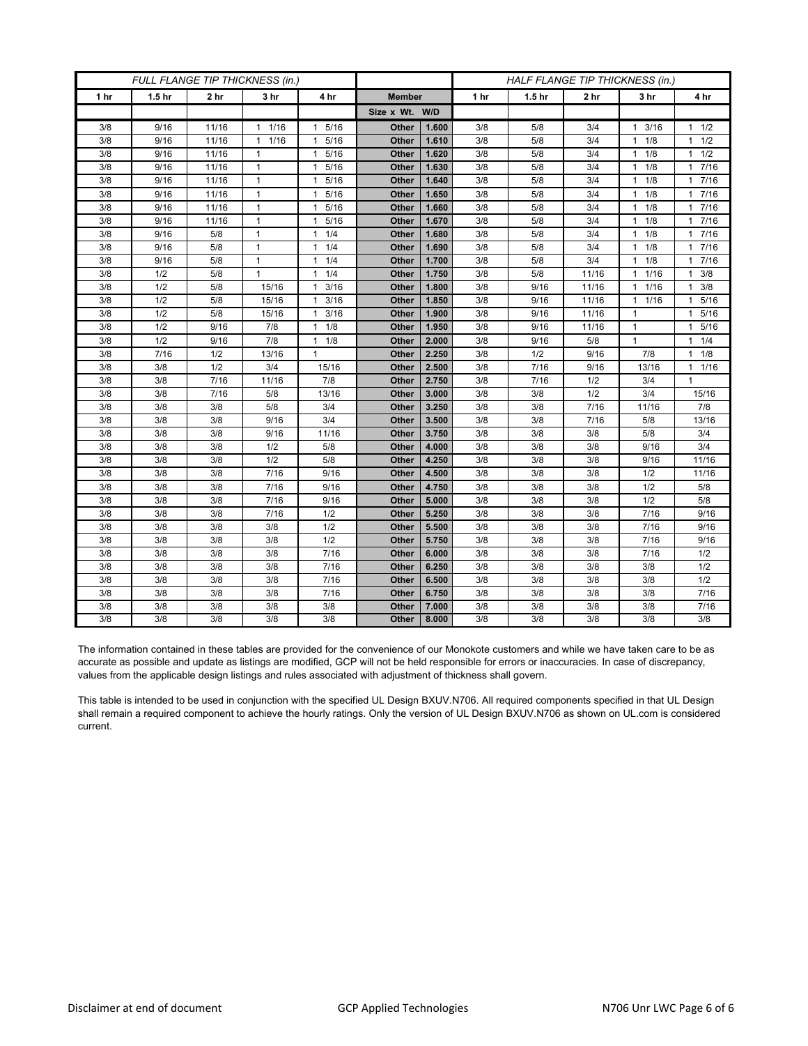| FULL FLANGE TIP THICKNESS (in.) | | | | | | | HALF FLANGE TIP THICKNESS (in.) | | | | |
|---|---|---|---|---|---|---|---|---|---|---|---|
| 1 hr | 1.5 hr | 2 hr | 3 hr | 4 hr | Member | | 1 hr | 1.5 hr | 2 hr | 3 hr | 4 hr |
| | | | | | Size x Wt. | W/D | | | | | |
| 3/8 | 9/16 | 11/16 | 1 1/16 | 1 5/16 | Other | 1.600 | 3/8 | 5/8 | 3/4 | 1 3/16 | 1 1/2 |
| 3/8 | 9/16 | 11/16 | 1 1/16 | 1 5/16 | Other | 1.610 | 3/8 | 5/8 | 3/4 | 1 1/8 | 1 1/2 |
| 3/8 | 9/16 | 11/16 | 1 | 1 5/16 | Other | 1.620 | 3/8 | 5/8 | 3/4 | 1 1/8 | 1 1/2 |
| 3/8 | 9/16 | 11/16 | 1 | 1 5/16 | Other | 1.630 | 3/8 | 5/8 | 3/4 | 1 1/8 | 1 7/16 |
| 3/8 | 9/16 | 11/16 | 1 | 1 5/16 | Other | 1.640 | 3/8 | 5/8 | 3/4 | 1 1/8 | 1 7/16 |
| 3/8 | 9/16 | 11/16 | 1 | 1 5/16 | Other | 1.650 | 3/8 | 5/8 | 3/4 | 1 1/8 | 1 7/16 |
| 3/8 | 9/16 | 11/16 | 1 | 1 5/16 | Other | 1.660 | 3/8 | 5/8 | 3/4 | 1 1/8 | 1 7/16 |
| 3/8 | 9/16 | 11/16 | 1 | 1 5/16 | Other | 1.670 | 3/8 | 5/8 | 3/4 | 1 1/8 | 1 7/16 |
| 3/8 | 9/16 | 5/8 | 1 | 1 1/4 | Other | 1.680 | 3/8 | 5/8 | 3/4 | 1 1/8 | 1 7/16 |
| 3/8 | 9/16 | 5/8 | 1 | 1 1/4 | Other | 1.690 | 3/8 | 5/8 | 3/4 | 1 1/8 | 1 7/16 |
| 3/8 | 9/16 | 5/8 | 1 | 1 1/4 | Other | 1.700 | 3/8 | 5/8 | 3/4 | 1 1/8 | 1 7/16 |
| 3/8 | 1/2 | 5/8 | 1 | 1 1/4 | Other | 1.750 | 3/8 | 5/8 | 11/16 | 1 1/16 | 1 3/8 |
| 3/8 | 1/2 | 5/8 | 15/16 | 1 3/16 | Other | 1.800 | 3/8 | 9/16 | 11/16 | 1 1/16 | 1 3/8 |
| 3/8 | 1/2 | 5/8 | 15/16 | 1 3/16 | Other | 1.850 | 3/8 | 9/16 | 11/16 | 1 1/16 | 1 5/16 |
| 3/8 | 1/2 | 5/8 | 15/16 | 1 3/16 | Other | 1.900 | 3/8 | 9/16 | 11/16 | 1 | 1 5/16 |
| 3/8 | 1/2 | 9/16 | 7/8 | 1 1/8 | Other | 1.950 | 3/8 | 9/16 | 11/16 | 1 | 1 5/16 |
| 3/8 | 1/2 | 9/16 | 7/8 | 1 1/8 | Other | 2.000 | 3/8 | 9/16 | 5/8 | 1 | 1 1/4 |
| 3/8 | 7/16 | 1/2 | 13/16 | 1 | Other | 2.250 | 3/8 | 1/2 | 9/16 | 7/8 | 1 1/8 |
| 3/8 | 3/8 | 1/2 | 3/4 | 15/16 | Other | 2.500 | 3/8 | 7/16 | 9/16 | 13/16 | 1 1/16 |
| 3/8 | 3/8 | 7/16 | 11/16 | 7/8 | Other | 2.750 | 3/8 | 7/16 | 1/2 | 3/4 | 1 |
| 3/8 | 3/8 | 7/16 | 5/8 | 13/16 | Other | 3.000 | 3/8 | 3/8 | 1/2 | 3/4 | 15/16 |
| 3/8 | 3/8 | 3/8 | 5/8 | 3/4 | Other | 3.250 | 3/8 | 3/8 | 7/16 | 11/16 | 7/8 |
| 3/8 | 3/8 | 3/8 | 9/16 | 3/4 | Other | 3.500 | 3/8 | 3/8 | 7/16 | 5/8 | 13/16 |
| 3/8 | 3/8 | 3/8 | 9/16 | 11/16 | Other | 3.750 | 3/8 | 3/8 | 3/8 | 5/8 | 3/4 |
| 3/8 | 3/8 | 3/8 | 1/2 | 5/8 | Other | 4.000 | 3/8 | 3/8 | 3/8 | 9/16 | 3/4 |
| 3/8 | 3/8 | 3/8 | 1/2 | 5/8 | Other | 4.250 | 3/8 | 3/8 | 3/8 | 9/16 | 11/16 |
| 3/8 | 3/8 | 3/8 | 7/16 | 9/16 | Other | 4.500 | 3/8 | 3/8 | 3/8 | 1/2 | 11/16 |
| 3/8 | 3/8 | 3/8 | 7/16 | 9/16 | Other | 4.750 | 3/8 | 3/8 | 3/8 | 1/2 | 5/8 |
| 3/8 | 3/8 | 3/8 | 7/16 | 9/16 | Other | 5.000 | 3/8 | 3/8 | 3/8 | 1/2 | 5/8 |
| 3/8 | 3/8 | 3/8 | 7/16 | 1/2 | Other | 5.250 | 3/8 | 3/8 | 3/8 | 7/16 | 9/16 |
| 3/8 | 3/8 | 3/8 | 3/8 | 1/2 | Other | 5.500 | 3/8 | 3/8 | 3/8 | 7/16 | 9/16 |
| 3/8 | 3/8 | 3/8 | 3/8 | 1/2 | Other | 5.750 | 3/8 | 3/8 | 3/8 | 7/16 | 9/16 |
| 3/8 | 3/8 | 3/8 | 3/8 | 7/16 | Other | 6.000 | 3/8 | 3/8 | 3/8 | 7/16 | 1/2 |
| 3/8 | 3/8 | 3/8 | 3/8 | 7/16 | Other | 6.250 | 3/8 | 3/8 | 3/8 | 3/8 | 1/2 |
| 3/8 | 3/8 | 3/8 | 3/8 | 7/16 | Other | 6.500 | 3/8 | 3/8 | 3/8 | 3/8 | 1/2 |
| 3/8 | 3/8 | 3/8 | 3/8 | 7/16 | Other | 6.750 | 3/8 | 3/8 | 3/8 | 3/8 | 7/16 |
| 3/8 | 3/8 | 3/8 | 3/8 | 3/8 | Other | 7.000 | 3/8 | 3/8 | 3/8 | 3/8 | 7/16 |
| 3/8 | 3/8 | 3/8 | 3/8 | 3/8 | Other | 8.000 | 3/8 | 3/8 | 3/8 | 3/8 | 3/8 |

The information contained in these tables are provided for the convenience of our Monokote customers and while we have taken care to be as accurate as possible and update as listings are modified, GCP will not be held responsible for errors or inaccuracies. In case of discrepancy, values from the applicable design listings and rules associated with adjustment of thickness shall govern.

This table is intended to be used in conjunction with the specified UL Design BXUV.N706. All required components specified in that UL Design shall remain a required component to achieve the hourly ratings. Only the version of UL Design BXUV.N706 as shown on UL.com is considered current.